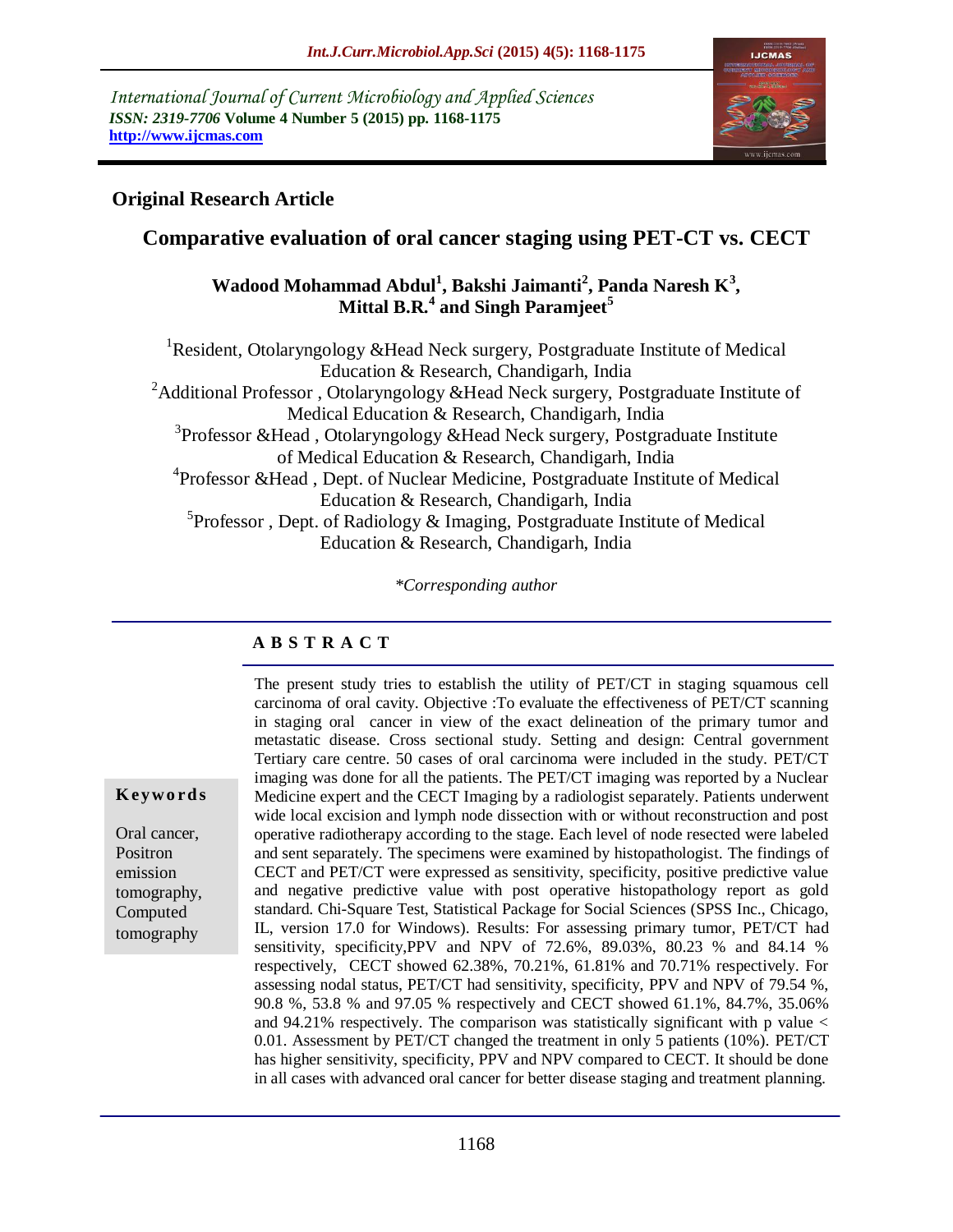*International Journal of Current Microbiology and Applied Sciences*
***ISSN: 2319-7706*** **Volume 4 Number 5 (2015) pp. 1168-1175**
**http://www.ijcmas.com**

## Original Research Article

# Comparative evaluation of oral cancer staging using PET-CT vs. CECT

**Wadood Mohammad Abdul[1], Bakshi Jaimanti[2], Panda Naresh K[3], Mittal B.R.[4] and Singh Paramjeet[5]**

[1]Resident, Otolaryngology &Head Neck surgery, Postgraduate Institute of Medical Education & Research, Chandigarh, India
[2]Additional Professor , Otolaryngology &Head Neck surgery, Postgraduate Institute of Medical Education & Research, Chandigarh, India
[3]Professor &Head , Otolaryngology &Head Neck surgery, Postgraduate Institute of Medical Education & Research, Chandigarh, India
[4]Professor &Head , Dept. of Nuclear Medicine, Postgraduate Institute of Medical Education & Research, Chandigarh, India
[5]Professor , Dept. of Radiology & Imaging, Postgraduate Institute of Medical Education & Research, Chandigarh, India

*\*Corresponding author*

## A B S T R A C T

**Keywords**

Oral cancer, Positron emission tomography, Computed tomography

The present study tries to establish the utility of PET/CT in staging squamous cell carcinoma of oral cavity. Objective :To evaluate the effectiveness of PET/CT scanning in staging oral cancer in view of the exact delineation of the primary tumor and metastatic disease. Cross sectional study. Setting and design: Central government Tertiary care centre. 50 cases of oral carcinoma were included in the study. PET/CT imaging was done for all the patients. The PET/CT imaging was reported by a Nuclear Medicine expert and the CECT Imaging by a radiologist separately. Patients underwent wide local excision and lymph node dissection with or without reconstruction and post operative radiotherapy according to the stage. Each level of node resected were labeled and sent separately. The specimens were examined by histopathologist. The findings of CECT and PET/CT were expressed as sensitivity, specificity, positive predictive value and negative predictive value with post operative histopathology report as gold standard. Chi-Square Test, Statistical Package for Social Sciences (SPSS Inc., Chicago, IL, version 17.0 for Windows). Results: For assessing primary tumor, PET/CT had sensitivity, specificity,PPV and NPV of 72.6%, 89.03%, 80.23 % and 84.14 % respectively, CECT showed 62.38%, 70.21%, 61.81% and 70.71% respectively. For assessing nodal status, PET/CT had sensitivity, specificity, PPV and NPV of 79.54 %, 90.8 %, 53.8 % and 97.05 % respectively and CECT showed 61.1%, 84.7%, 35.06% and 94.21% respectively. The comparison was statistically significant with p value $< 0.01$. Assessment by PET/CT changed the treatment in only 5 patients (10%). PET/CT has higher sensitivity, specificity, PPV and NPV compared to CECT. It should be done in all cases with advanced oral cancer for better disease staging and treatment planning.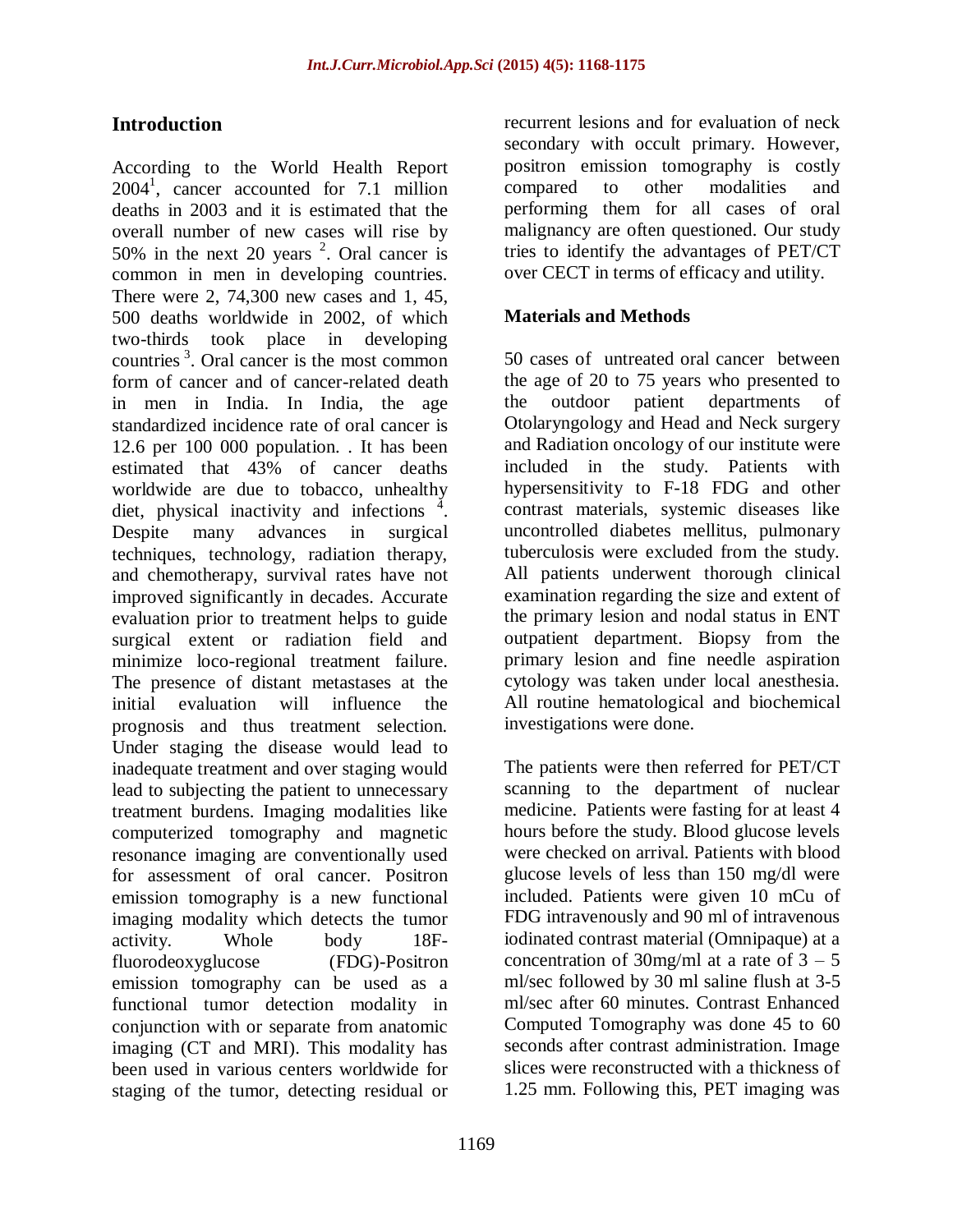## Introduction

According to the World Health Report 2004[1], cancer accounted for 7.1 million deaths in 2003 and it is estimated that the overall number of new cases will rise by 50% in the next 20 years [2]. Oral cancer is common in men in developing countries. There were 2, 74,300 new cases and 1, 45, 500 deaths worldwide in 2002, of which two-thirds took place in developing countries [3]. Oral cancer is the most common form of cancer and of cancer-related death in men in India. In India, the age standardized incidence rate of oral cancer is 12.6 per 100 000 population. . It has been estimated that 43% of cancer deaths worldwide are due to tobacco, unhealthy diet, physical inactivity and infections [4]. Despite many advances in surgical techniques, technology, radiation therapy, and chemotherapy, survival rates have not improved significantly in decades. Accurate evaluation prior to treatment helps to guide surgical extent or radiation field and minimize loco-regional treatment failure. The presence of distant metastases at the initial evaluation will influence the prognosis and thus treatment selection. Under staging the disease would lead to inadequate treatment and over staging would lead to subjecting the patient to unnecessary treatment burdens. Imaging modalities like computerized tomography and magnetic resonance imaging are conventionally used for assessment of oral cancer. Positron emission tomography is a new functional imaging modality which detects the tumor activity. Whole body 18F-fluorodeoxyglucose (FDG)-Positron emission tomography can be used as a functional tumor detection modality in conjunction with or separate from anatomic imaging (CT and MRI). This modality has been used in various centers worldwide for staging of the tumor, detecting residual or recurrent lesions and for evaluation of neck secondary with occult primary. However, positron emission tomography is costly compared to other modalities and performing them for all cases of oral malignancy are often questioned. Our study tries to identify the advantages of PET/CT over CECT in terms of efficacy and utility.

## Materials and Methods

50 cases of untreated oral cancer between the age of 20 to 75 years who presented to the outdoor patient departments of Otolaryngology and Head and Neck surgery and Radiation oncology of our institute were included in the study. Patients with hypersensitivity to F-18 FDG and other contrast materials, systemic diseases like uncontrolled diabetes mellitus, pulmonary tuberculosis were excluded from the study. All patients underwent thorough clinical examination regarding the size and extent of the primary lesion and nodal status in ENT outpatient department. Biopsy from the primary lesion and fine needle aspiration cytology was taken under local anesthesia. All routine hematological and biochemical investigations were done.

The patients were then referred for PET/CT scanning to the department of nuclear medicine. Patients were fasting for at least 4 hours before the study. Blood glucose levels were checked on arrival. Patients with blood glucose levels of less than 150 mg/dl were included. Patients were given 10 mCu of FDG intravenously and 90 ml of intravenous iodinated contrast material (Omnipaque) at a concentration of 30mg/ml at a rate of 3 – 5 ml/sec followed by 30 ml saline flush at 3-5 ml/sec after 60 minutes. Contrast Enhanced Computed Tomography was done 45 to 60 seconds after contrast administration. Image slices were reconstructed with a thickness of 1.25 mm. Following this, PET imaging was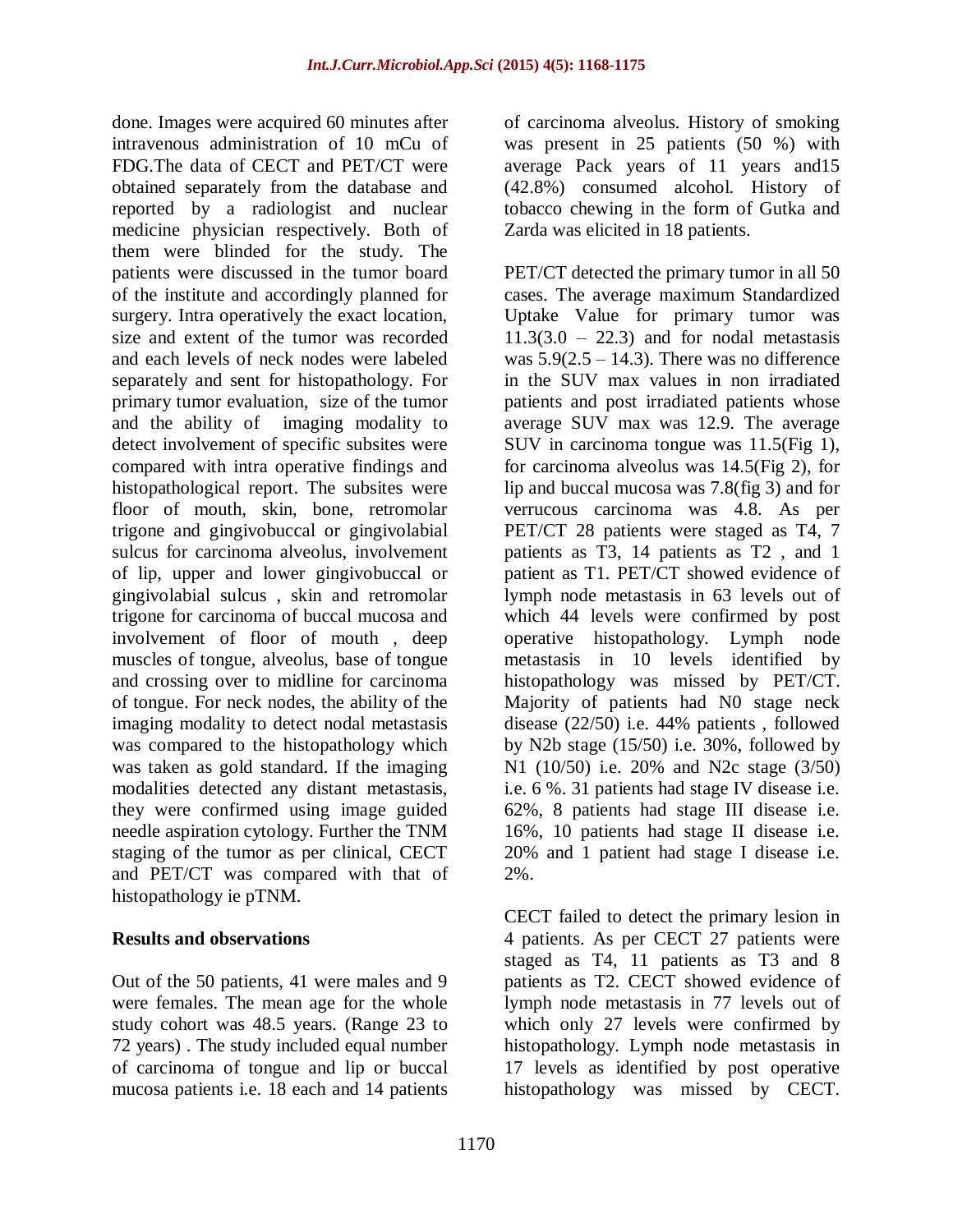done. Images were acquired 60 minutes after intravenous administration of 10 mCu of FDG.The data of CECT and PET/CT were obtained separately from the database and reported by a radiologist and nuclear medicine physician respectively. Both of them were blinded for the study. The patients were discussed in the tumor board of the institute and accordingly planned for surgery. Intra operatively the exact location, size and extent of the tumor was recorded and each levels of neck nodes were labeled separately and sent for histopathology. For primary tumor evaluation, size of the tumor and the ability of imaging modality to detect involvement of specific subsites were compared with intra operative findings and histopathological report. The subsites were floor of mouth, skin, bone, retromolar trigone and gingivobuccal or gingivolabial sulcus for carcinoma alveolus, involvement of lip, upper and lower gingivobuccal or gingivolabial sulcus , skin and retromolar trigone for carcinoma of buccal mucosa and involvement of floor of mouth , deep muscles of tongue, alveolus, base of tongue and crossing over to midline for carcinoma of tongue. For neck nodes, the ability of the imaging modality to detect nodal metastasis was compared to the histopathology which was taken as gold standard. If the imaging modalities detected any distant metastasis, they were confirmed using image guided needle aspiration cytology. Further the TNM staging of the tumor as per clinical, CECT and PET/CT was compared with that of histopathology ie pTNM.

## Results and observations

Out of the 50 patients, 41 were males and 9 were females. The mean age for the whole study cohort was 48.5 years. (Range 23 to 72 years) . The study included equal number of carcinoma of tongue and lip or buccal mucosa patients i.e. 18 each and 14 patients of carcinoma alveolus. History of smoking was present in 25 patients (50 %) with average Pack years of 11 years and15 (42.8%) consumed alcohol. History of tobacco chewing in the form of Gutka and Zarda was elicited in 18 patients.

PET/CT detected the primary tumor in all 50 cases. The average maximum Standardized Uptake Value for primary tumor was 11.3(3.0 – 22.3) and for nodal metastasis was 5.9(2.5 – 14.3). There was no difference in the SUV max values in non irradiated patients and post irradiated patients whose average SUV max was 12.9. The average SUV in carcinoma tongue was 11.5(Fig 1), for carcinoma alveolus was 14.5(Fig 2), for lip and buccal mucosa was 7.8(fig 3) and for verrucous carcinoma was 4.8. As per PET/CT 28 patients were staged as T4, 7 patients as T3, 14 patients as T2 , and 1 patient as T1. PET/CT showed evidence of lymph node metastasis in 63 levels out of which 44 levels were confirmed by post operative histopathology. Lymph node metastasis in 10 levels identified by histopathology was missed by PET/CT. Majority of patients had N0 stage neck disease (22/50) i.e. 44% patients , followed by N2b stage (15/50) i.e. 30%, followed by N1 (10/50) i.e. 20% and N2c stage (3/50) i.e. 6 %. 31 patients had stage IV disease i.e. 62%, 8 patients had stage III disease i.e. 16%, 10 patients had stage II disease i.e. 20% and 1 patient had stage I disease i.e. 2%.

CECT failed to detect the primary lesion in 4 patients. As per CECT 27 patients were staged as T4, 11 patients as T3 and 8 patients as T2. CECT showed evidence of lymph node metastasis in 77 levels out of which only 27 levels were confirmed by histopathology. Lymph node metastasis in 17 levels as identified by post operative histopathology was missed by CECT.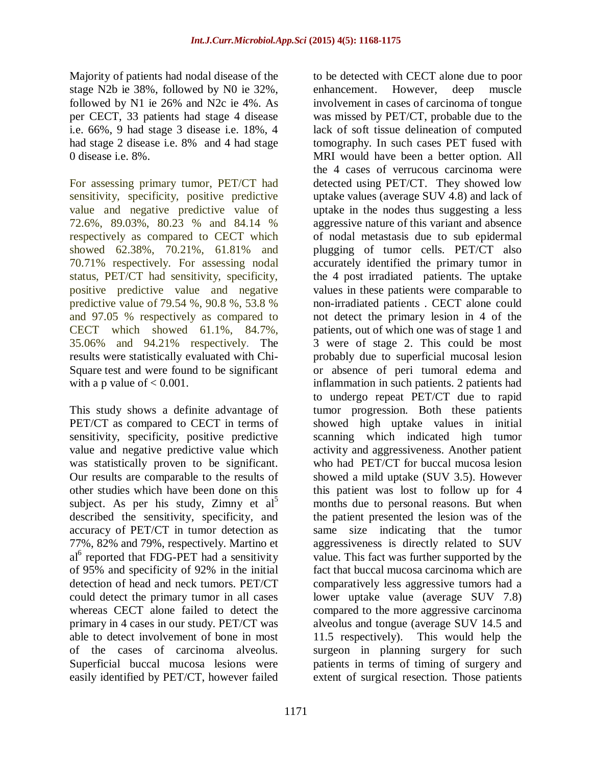Majority of patients had nodal disease of the stage N2b ie 38%, followed by N0 ie 32%, followed by N1 ie 26% and N2c ie 4%. As per CECT, 33 patients had stage 4 disease i.e. 66%, 9 had stage 3 disease i.e. 18%, 4 had stage 2 disease i.e. 8% and 4 had stage 0 disease i.e. 8%.

For assessing primary tumor, PET/CT had sensitivity, specificity, positive predictive value and negative predictive value of 72.6%, 89.03%, 80.23 % and 84.14 % respectively as compared to CECT which showed 62.38%, 70.21%, 61.81% and 70.71% respectively. For assessing nodal status, PET/CT had sensitivity, specificity, positive predictive value and negative predictive value of 79.54 %, 90.8 %, 53.8 % and 97.05 % respectively as compared to CECT which showed 61.1%, 84.7%, 35.06% and 94.21% respectively. The results were statistically evaluated with Chi-Square test and were found to be significant with a p value of $< 0.001$.

This study shows a definite advantage of PET/CT as compared to CECT in terms of sensitivity, specificity, positive predictive value and negative predictive value which was statistically proven to be significant. Our results are comparable to the results of other studies which have been done on this subject. As per his study, Zimny et al[5] described the sensitivity, specificity, and accuracy of PET/CT in tumor detection as 77%, 82% and 79%, respectively. Martino et al[6] reported that FDG-PET had a sensitivity of 95% and specificity of 92% in the initial detection of head and neck tumors. PET/CT could detect the primary tumor in all cases whereas CECT alone failed to detect the primary in 4 cases in our study. PET/CT was able to detect involvement of bone in most of the cases of carcinoma alveolus. Superficial buccal mucosa lesions were easily identified by PET/CT, however failed to be detected with CECT alone due to poor enhancement. However, deep muscle involvement in cases of carcinoma of tongue was missed by PET/CT, probable due to the lack of soft tissue delineation of computed tomography. In such cases PET fused with MRI would have been a better option. All the 4 cases of verrucous carcinoma were detected using PET/CT. They showed low uptake values (average SUV 4.8) and lack of uptake in the nodes thus suggesting a less aggressive nature of this variant and absence of nodal metastasis due to sub epidermal plugging of tumor cells. PET/CT also accurately identified the primary tumor in the 4 post irradiated patients. The uptake values in these patients were comparable to non-irradiated patients . CECT alone could not detect the primary lesion in 4 of the patients, out of which one was of stage 1 and 3 were of stage 2. This could be most probably due to superficial mucosal lesion or absence of peri tumoral edema and inflammation in such patients. 2 patients had to undergo repeat PET/CT due to rapid tumor progression. Both these patients showed high uptake values in initial scanning which indicated high tumor activity and aggressiveness. Another patient who had PET/CT for buccal mucosa lesion showed a mild uptake (SUV 3.5). However this patient was lost to follow up for 4 months due to personal reasons. But when the patient presented the lesion was of the same size indicating that the tumor aggressiveness is directly related to SUV value. This fact was further supported by the fact that buccal mucosa carcinoma which are comparatively less aggressive tumors had a lower uptake value (average SUV 7.8) compared to the more aggressive carcinoma alveolus and tongue (average SUV 14.5 and 11.5 respectively). This would help the surgeon in planning surgery for such patients in terms of timing of surgery and extent of surgical resection. Those patients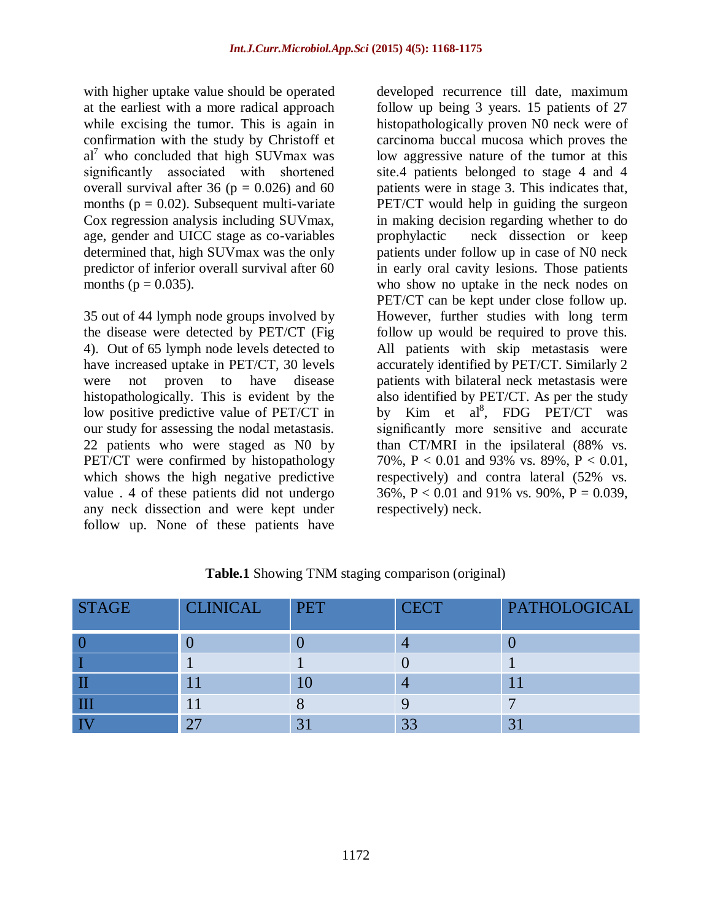with higher uptake value should be operated at the earliest with a more radical approach while excising the tumor. This is again in confirmation with the study by Christoff et al[7] who concluded that high SUVmax was significantly associated with shortened overall survival after 36 ($p = 0.026$) and 60 months ($p = 0.02$). Subsequent multi-variate Cox regression analysis including SUVmax, age, gender and UICC stage as co-variables determined that, high SUVmax was the only predictor of inferior overall survival after 60 months ($p = 0.035$).

35 out of 44 lymph node groups involved by the disease were detected by PET/CT (Fig 4). Out of 65 lymph node levels detected to have increased uptake in PET/CT, 30 levels were not proven to have disease histopathologically. This is evident by the low positive predictive value of PET/CT in our study for assessing the nodal metastasis. 22 patients who were staged as N0 by PET/CT were confirmed by histopathology which shows the high negative predictive value . 4 of these patients did not undergo any neck dissection and were kept under follow up. None of these patients have developed recurrence till date, maximum follow up being 3 years. 15 patients of 27 histopathologically proven N0 neck were of carcinoma buccal mucosa which proves the low aggressive nature of the tumor at this site.4 patients belonged to stage 4 and 4 patients were in stage 3. This indicates that, PET/CT would help in guiding the surgeon in making decision regarding whether to do prophylactic neck dissection or keep patients under follow up in case of N0 neck in early oral cavity lesions. Those patients who show no uptake in the neck nodes on PET/CT can be kept under close follow up. However, further studies with long term follow up would be required to prove this. All patients with skip metastasis were accurately identified by PET/CT. Similarly 2 patients with bilateral neck metastasis were also identified by PET/CT. As per the study by Kim et al[8], FDG PET/CT was significantly more sensitive and accurate than CT/MRI in the ipsilateral (88% vs. 70%, $P < 0.01$ and 93% vs. 89%, $P < 0.01$, respectively) and contra lateral (52% vs. 36%, $P < 0.01$ and 91% vs. 90%, $P = 0.039$, respectively) neck.

**Table.1** Showing TNM staging comparison (original)

| STAGE | CLINICAL | PET | CECT | PATHOLOGICAL |
|---|---|---|---|---|
| 0 | 0 | 0 | 4 | 0 |
| I | 1 | 1 | 0 | 1 |
| II | 11 | 10 | 4 | 11 |
| III | 11 | 8 | 9 | 7 |
| IV | 27 | 31 | 33 | 31 |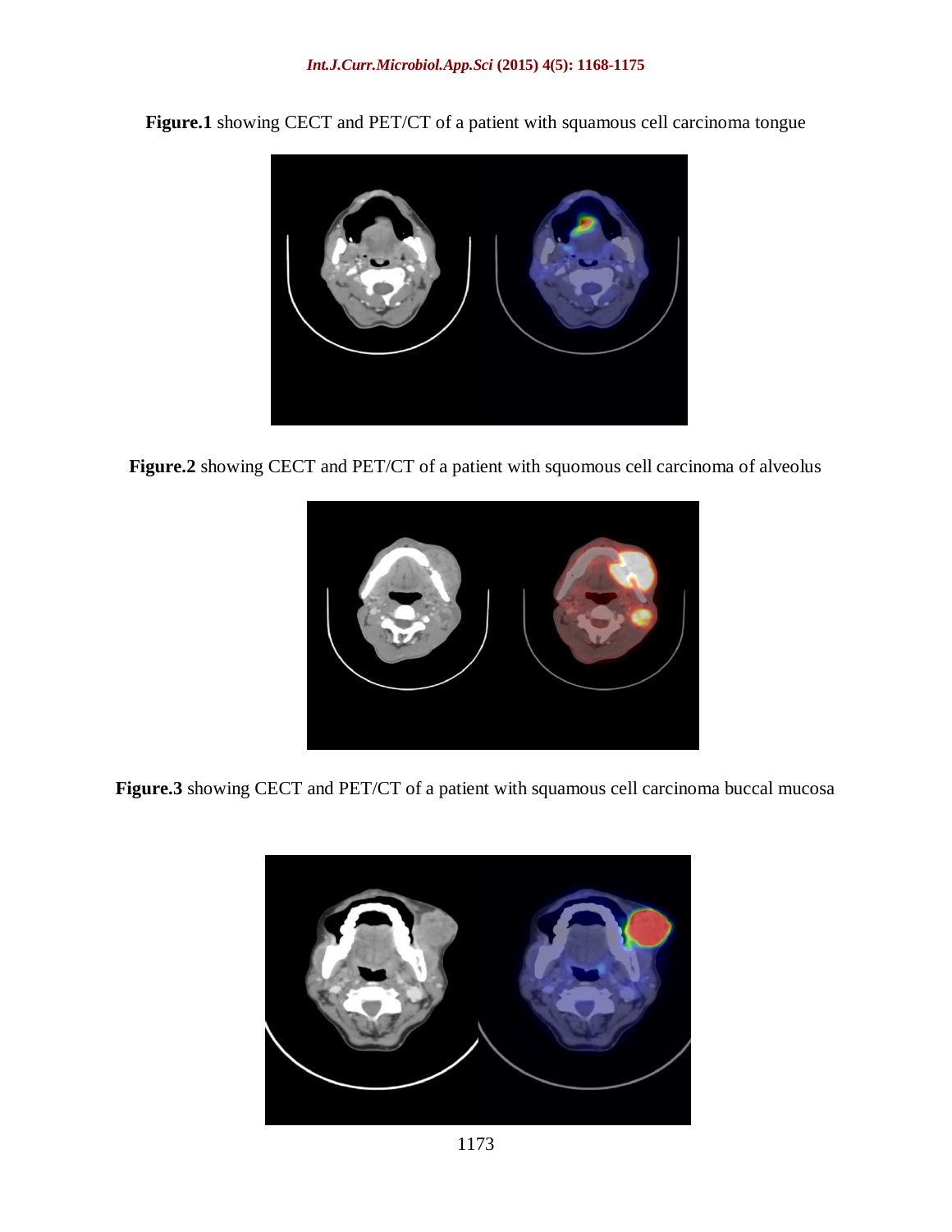**Figure.1** showing CECT and PET/CT of a patient with squamous cell carcinoma tongue

**Figure.2** showing CECT and PET/CT of a patient with squomous cell carcinoma of alveolus

**Figure.3** showing CECT and PET/CT of a patient with squamous cell carcinoma buccal mucosa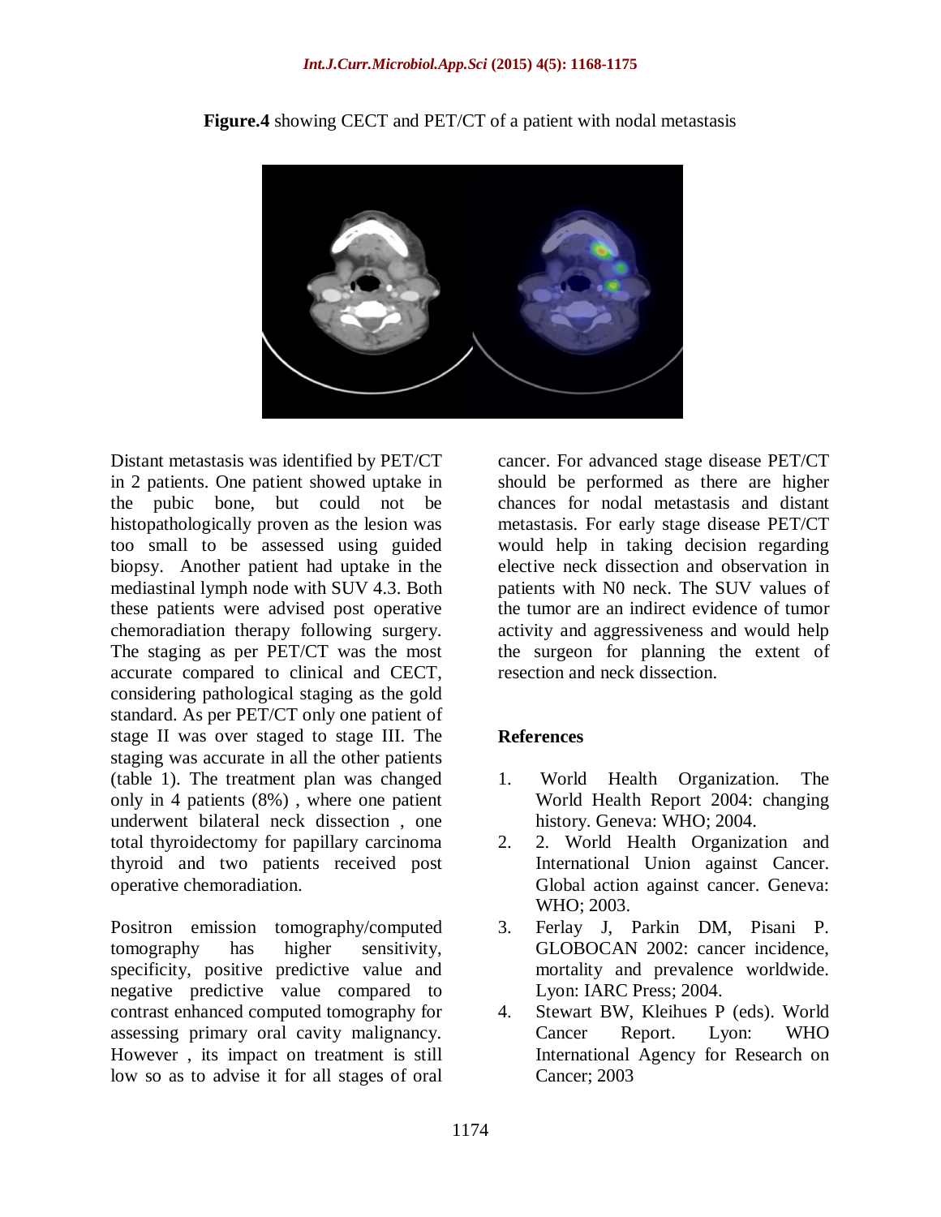**Figure.4** showing CECT and PET/CT of a patient with nodal metastasis

Distant metastasis was identified by PET/CT in 2 patients. One patient showed uptake in the pubic bone, but could not be histopathologically proven as the lesion was too small to be assessed using guided biopsy. Another patient had uptake in the mediastinal lymph node with SUV 4.3. Both these patients were advised post operative chemoradiation therapy following surgery. The staging as per PET/CT was the most accurate compared to clinical and CECT, considering pathological staging as the gold standard. As per PET/CT only one patient of stage II was over staged to stage III. The staging was accurate in all the other patients (table 1). The treatment plan was changed only in 4 patients (8%) , where one patient underwent bilateral neck dissection , one total thyroidectomy for papillary carcinoma thyroid and two patients received post operative chemoradiation.

Positron emission tomography/computed tomography has higher sensitivity, specificity, positive predictive value and negative predictive value compared to contrast enhanced computed tomography for assessing primary oral cavity malignancy. However , its impact on treatment is still low so as to advise it for all stages of oral cancer. For advanced stage disease PET/CT should be performed as there are higher chances for nodal metastasis and distant metastasis. For early stage disease PET/CT would help in taking decision regarding elective neck dissection and observation in patients with N0 neck. The SUV values of the tumor are an indirect evidence of tumor activity and aggressiveness and would help the surgeon for planning the extent of resection and neck dissection.

## References

1. World Health Organization. The World Health Report 2004: changing history. Geneva: WHO; 2004.
2. 2. World Health Organization and International Union against Cancer. Global action against cancer. Geneva: WHO; 2003.
3. Ferlay J, Parkin DM, Pisani P. GLOBOCAN 2002: cancer incidence, mortality and prevalence worldwide. Lyon: IARC Press; 2004.
4. Stewart BW, Kleihues P (eds). World Cancer Report. Lyon: WHO International Agency for Research on Cancer; 2003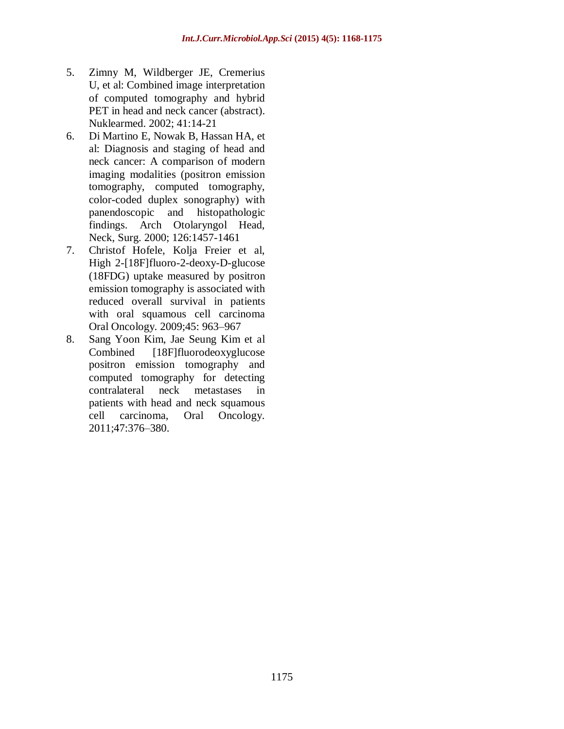5. Zimny M, Wildberger JE, Cremerius U, et al: Combined image interpretation of computed tomography and hybrid PET in head and neck cancer (abstract). Nuklearmed. 2002; 41:14-21
6. Di Martino E, Nowak B, Hassan HA, et al: Diagnosis and staging of head and neck cancer: A comparison of modern imaging modalities (positron emission tomography, computed tomography, color-coded duplex sonography) with panendoscopic and histopathologic findings. Arch Otolaryngol Head, Neck, Surg. 2000; 126:1457-1461
7. Christof Hofele, Kolja Freier et al, High 2-[18F]fluoro-2-deoxy-D-glucose (18FDG) uptake measured by positron emission tomography is associated with reduced overall survival in patients with oral squamous cell carcinoma Oral Oncology. 2009;45: 963–967
8. Sang Yoon Kim, Jae Seung Kim et al Combined [18F]fluorodeoxyglucose positron emission tomography and computed tomography for detecting contralateral neck metastases in patients with head and neck squamous cell carcinoma, Oral Oncology. 2011;47:376–380.